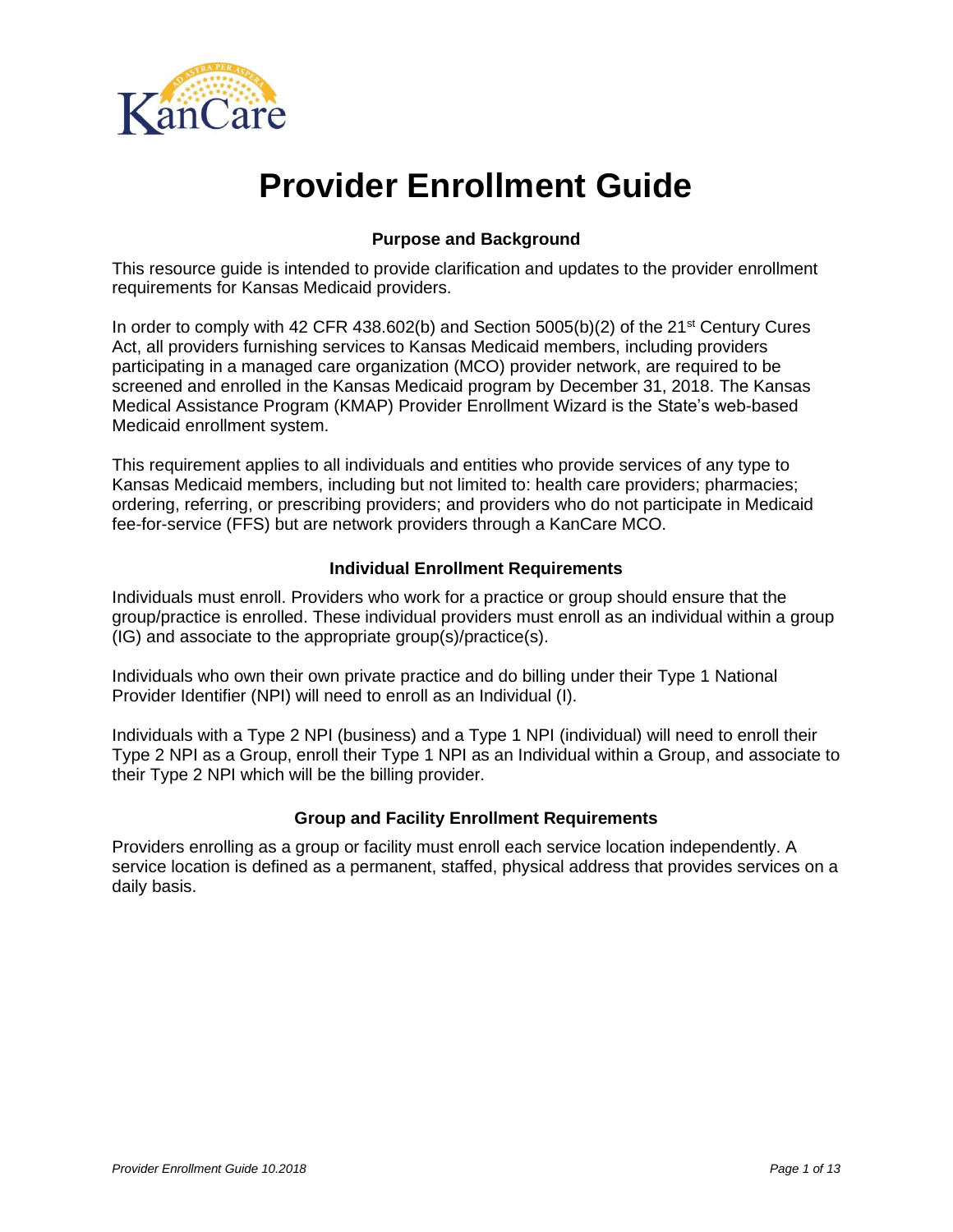# Provider Enrollment Guide

## Purpose and Background

This resource guide is intended to provide clarification and updates to the provider enrollment requirements for Kansas Medicaid providers.

In order to comply with 42 CFR 438.602(b) and Section 5005(b)(2) of the 21st Century Cures Act, all providers furnishing services to Kansas Medicaid members, including providers participating in a managed care organization (MCO) provider network, are required to be screened and enrolled in the Kansas Medicaid program by December 31, 2018. The Kansas Medical Assistance Program (KMAP) Provider Enrollment Wizard is the State's web-based Medicaid enrollment system.

This requirement applies to all individuals and entities who provide services of any type to Kansas Medicaid members, including but not limited to: health care providers; pharmacies; ordering, referring, or prescribing providers; and providers who do not participate in Medicaid fee-for-service (FFS) but are network providers through a KanCare MCO.

## Individual Enrollment Requirements

Individuals must enroll. Providers who work for a practice or group should ensure that the group/practice is enrolled. These individual providers must enroll as an individual within a group (IG) and associate to the appropriate group(s)/practice(s).

Individuals who own their own private practice and do billing under their Type 1 National Provider Identifier (NPI) will need to enroll as an Individual (I).

Individuals with a Type 2 NPI (business) and a Type 1 NPI (individual) will need to enroll their Type 2 NPI as a Group, enroll their Type 1 NPI as an Individual within a Group, and associate to their Type 2 NPI which will be the billing provider.

## Group and Facility Enrollment Requirements

Providers enrolling as a group or facility must enroll each service location independently. A service location is defined as a permanent, staffed, physical address that provides services on a daily basis.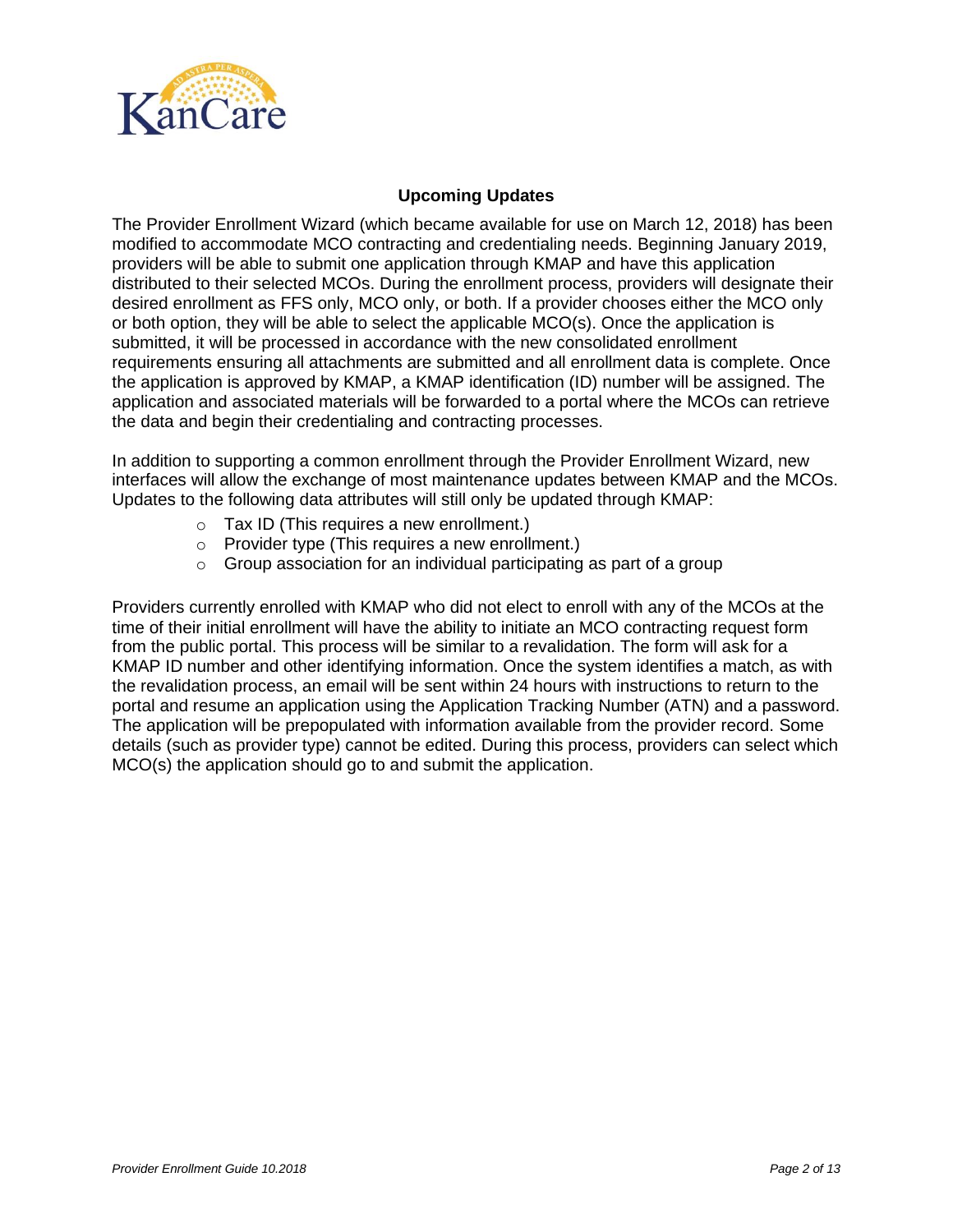## Upcoming Updates

The Provider Enrollment Wizard (which became available for use on March 12, 2018) has been modified to accommodate MCO contracting and credentialing needs. Beginning January 2019, providers will be able to submit one application through KMAP and have this application distributed to their selected MCOs. During the enrollment process, providers will designate their desired enrollment as FFS only, MCO only, or both. If a provider chooses either the MCO only or both option, they will be able to select the applicable MCO(s). Once the application is submitted, it will be processed in accordance with the new consolidated enrollment requirements ensuring all attachments are submitted and all enrollment data is complete. Once the application is approved by KMAP, a KMAP identification (ID) number will be assigned. The application and associated materials will be forwarded to a portal where the MCOs can retrieve the data and begin their credentialing and contracting processes.

In addition to supporting a common enrollment through the Provider Enrollment Wizard, new interfaces will allow the exchange of most maintenance updates between KMAP and the MCOs. Updates to the following data attributes will still only be updated through KMAP:

- Tax ID (This requires a new enrollment.)
- Provider type (This requires a new enrollment.)
- Group association for an individual participating as part of a group

Providers currently enrolled with KMAP who did not elect to enroll with any of the MCOs at the time of their initial enrollment will have the ability to initiate an MCO contracting request form from the public portal. This process will be similar to a revalidation. The form will ask for a KMAP ID number and other identifying information. Once the system identifies a match, as with the revalidation process, an email will be sent within 24 hours with instructions to return to the portal and resume an application using the Application Tracking Number (ATN) and a password. The application will be prepopulated with information available from the provider record. Some details (such as provider type) cannot be edited. During this process, providers can select which MCO(s) the application should go to and submit the application.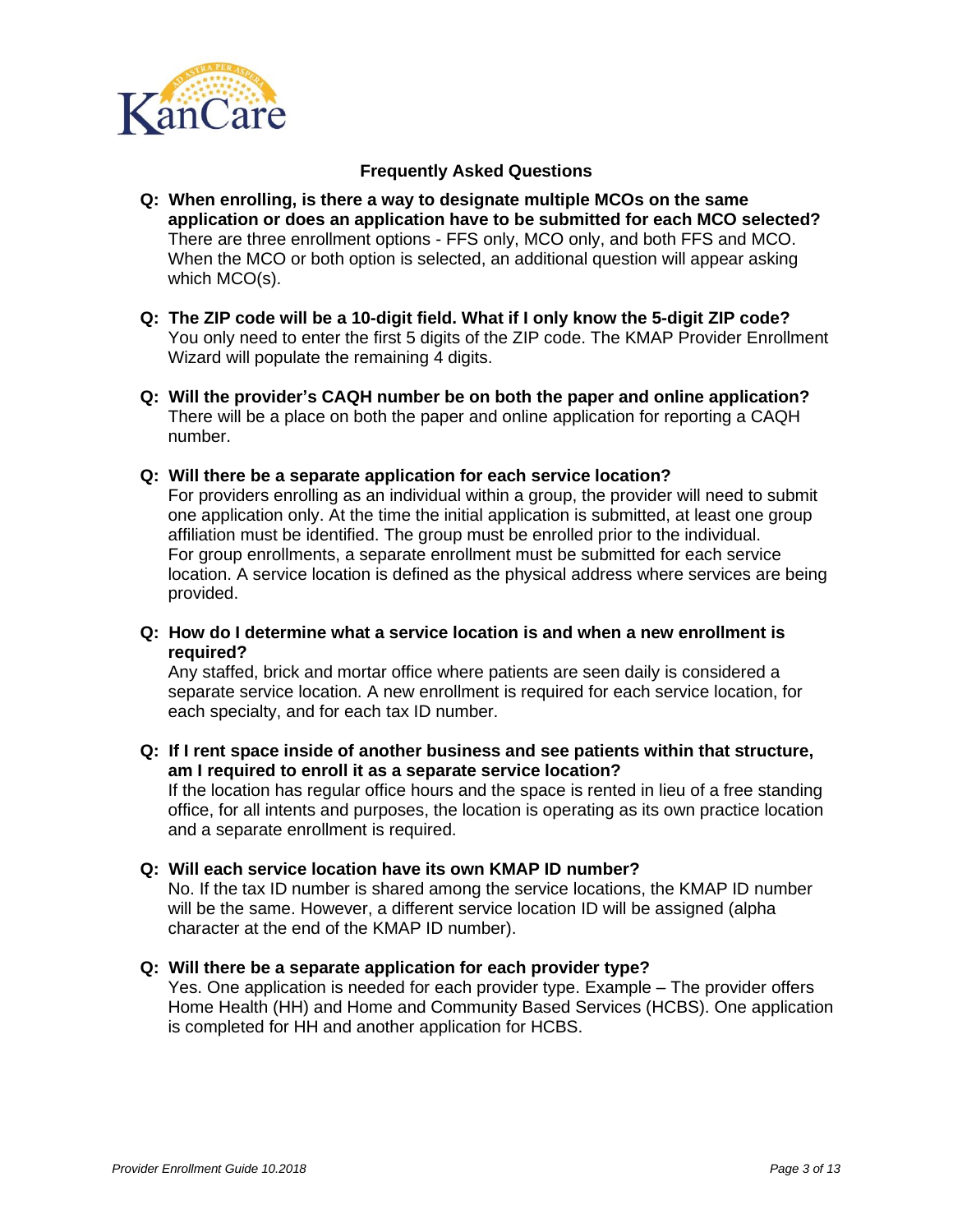## Frequently Asked Questions

**Q: When enrolling, is there a way to designate multiple MCOs on the same application or does an application have to be submitted for each MCO selected?**
There are three enrollment options - FFS only, MCO only, and both FFS and MCO. When the MCO or both option is selected, an additional question will appear asking which MCO(s).

**Q: The ZIP code will be a 10-digit field. What if I only know the 5-digit ZIP code?**
You only need to enter the first 5 digits of the ZIP code. The KMAP Provider Enrollment Wizard will populate the remaining 4 digits.

**Q: Will the provider's CAQH number be on both the paper and online application?**
There will be a place on both the paper and online application for reporting a CAQH number.

**Q: Will there be a separate application for each service location?**
For providers enrolling as an individual within a group, the provider will need to submit one application only. At the time the initial application is submitted, at least one group affiliation must be identified. The group must be enrolled prior to the individual.
For group enrollments, a separate enrollment must be submitted for each service location. A service location is defined as the physical address where services are being provided.

**Q: How do I determine what a service location is and when a new enrollment is required?**
Any staffed, brick and mortar office where patients are seen daily is considered a separate service location. A new enrollment is required for each service location, for each specialty, and for each tax ID number.

**Q: If I rent space inside of another business and see patients within that structure, am I required to enroll it as a separate service location?**
If the location has regular office hours and the space is rented in lieu of a free standing office, for all intents and purposes, the location is operating as its own practice location and a separate enrollment is required.

**Q: Will each service location have its own KMAP ID number?**
No. If the tax ID number is shared among the service locations, the KMAP ID number will be the same. However, a different service location ID will be assigned (alpha character at the end of the KMAP ID number).

**Q: Will there be a separate application for each provider type?**
Yes. One application is needed for each provider type. Example – The provider offers Home Health (HH) and Home and Community Based Services (HCBS). One application is completed for HH and another application for HCBS.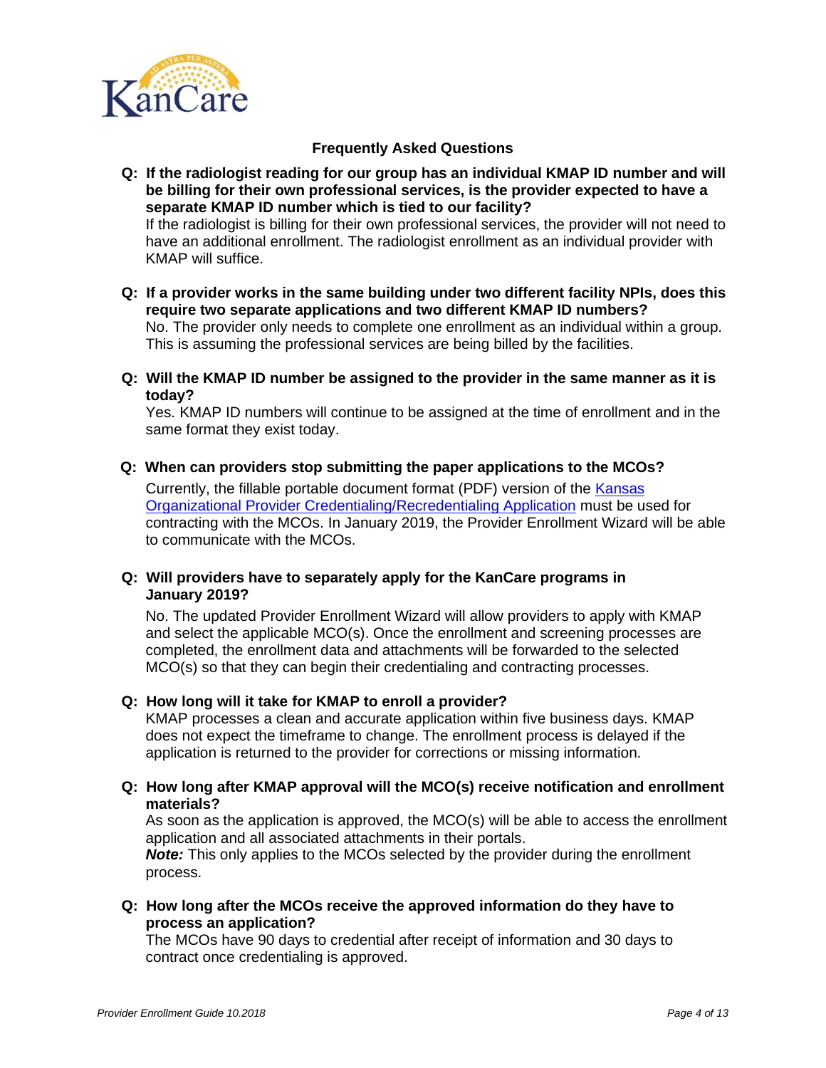## Frequently Asked Questions

**Q: If the radiologist reading for our group has an individual KMAP ID number and will be billing for their own professional services, is the provider expected to have a separate KMAP ID number which is tied to our facility?**

If the radiologist is billing for their own professional services, the provider will not need to have an additional enrollment. The radiologist enrollment as an individual provider with KMAP will suffice.

**Q: If a provider works in the same building under two different facility NPIs, does this require two separate applications and two different KMAP ID numbers?**

No. The provider only needs to complete one enrollment as an individual within a group. This is assuming the professional services are being billed by the facilities.

**Q: Will the KMAP ID number be assigned to the provider in the same manner as it is today?**

Yes. KMAP ID numbers will continue to be assigned at the time of enrollment and in the same format they exist today.

**Q: When can providers stop submitting the paper applications to the MCOs?**

Currently, the fillable portable document format (PDF) version of the [Kansas Organizational Provider Credentialing/Recredentialing Application]() must be used for contracting with the MCOs. In January 2019, the Provider Enrollment Wizard will be able to communicate with the MCOs.

**Q: Will providers have to separately apply for the KanCare programs in January 2019?**

No. The updated Provider Enrollment Wizard will allow providers to apply with KMAP and select the applicable MCO(s). Once the enrollment and screening processes are completed, the enrollment data and attachments will be forwarded to the selected MCO(s) so that they can begin their credentialing and contracting processes.

**Q: How long will it take for KMAP to enroll a provider?**

KMAP processes a clean and accurate application within five business days. KMAP does not expect the timeframe to change. The enrollment process is delayed if the application is returned to the provider for corrections or missing information.

**Q: How long after KMAP approval will the MCO(s) receive notification and enrollment materials?**

As soon as the application is approved, the MCO(s) will be able to access the enrollment application and all associated attachments in their portals.

***Note:*** This only applies to the MCOs selected by the provider during the enrollment process.

**Q: How long after the MCOs receive the approved information do they have to process an application?**

The MCOs have 90 days to credential after receipt of information and 30 days to contract once credentialing is approved.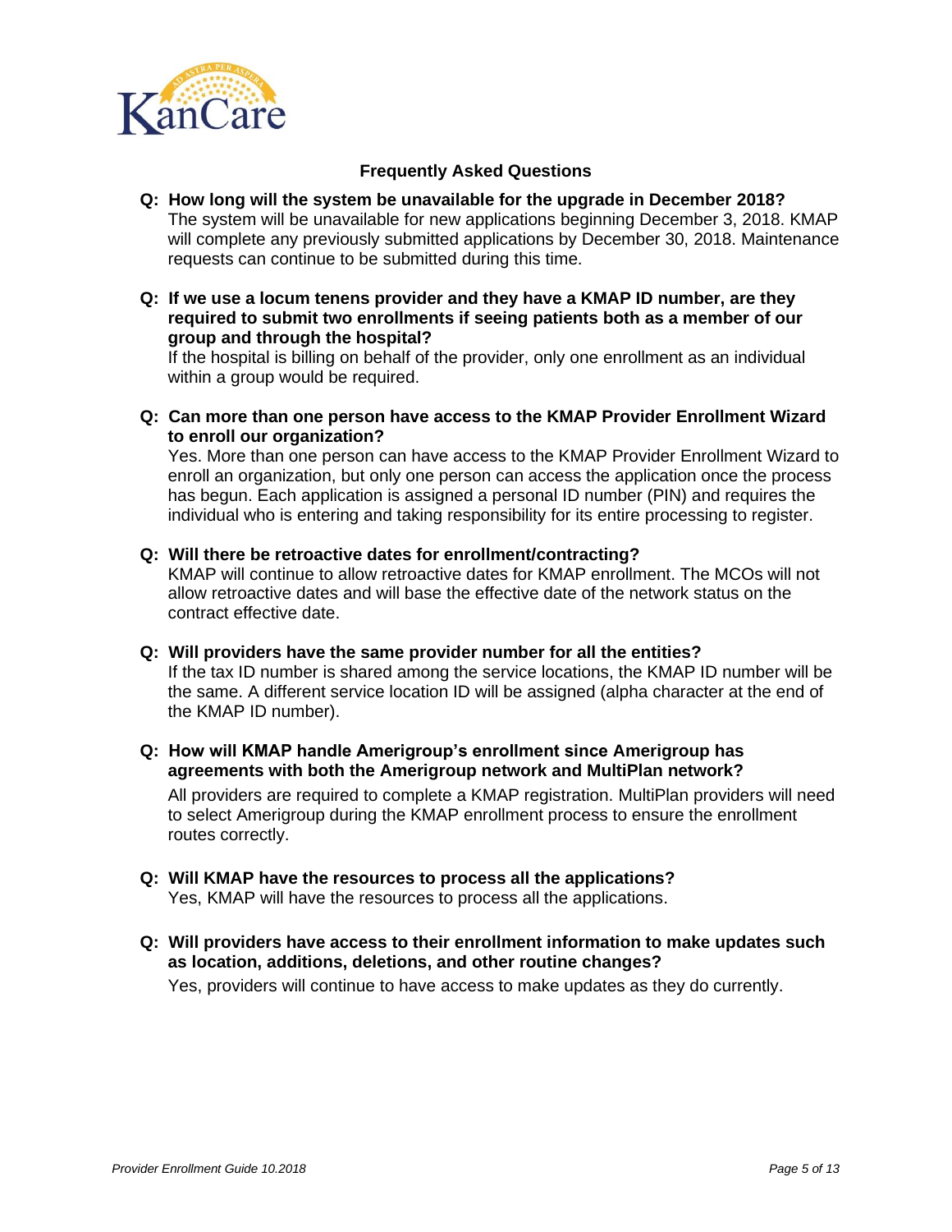## Frequently Asked Questions

**Q: How long will the system be unavailable for the upgrade in December 2018?**
The system will be unavailable for new applications beginning December 3, 2018. KMAP will complete any previously submitted applications by December 30, 2018. Maintenance requests can continue to be submitted during this time.

**Q: If we use a locum tenens provider and they have a KMAP ID number, are they required to submit two enrollments if seeing patients both as a member of our group and through the hospital?**
If the hospital is billing on behalf of the provider, only one enrollment as an individual within a group would be required.

**Q: Can more than one person have access to the KMAP Provider Enrollment Wizard to enroll our organization?**
Yes. More than one person can have access to the KMAP Provider Enrollment Wizard to enroll an organization, but only one person can access the application once the process has begun. Each application is assigned a personal ID number (PIN) and requires the individual who is entering and taking responsibility for its entire processing to register.

**Q: Will there be retroactive dates for enrollment/contracting?**
KMAP will continue to allow retroactive dates for KMAP enrollment. The MCOs will not allow retroactive dates and will base the effective date of the network status on the contract effective date.

**Q: Will providers have the same provider number for all the entities?**
If the tax ID number is shared among the service locations, the KMAP ID number will be the same. A different service location ID will be assigned (alpha character at the end of the KMAP ID number).

**Q: How will KMAP handle Amerigroup's enrollment since Amerigroup has agreements with both the Amerigroup network and MultiPlan network?**

All providers are required to complete a KMAP registration. MultiPlan providers will need to select Amerigroup during the KMAP enrollment process to ensure the enrollment routes correctly.

**Q: Will KMAP have the resources to process all the applications?**
Yes, KMAP will have the resources to process all the applications.

**Q: Will providers have access to their enrollment information to make updates such as location, additions, deletions, and other routine changes?**

Yes, providers will continue to have access to make updates as they do currently.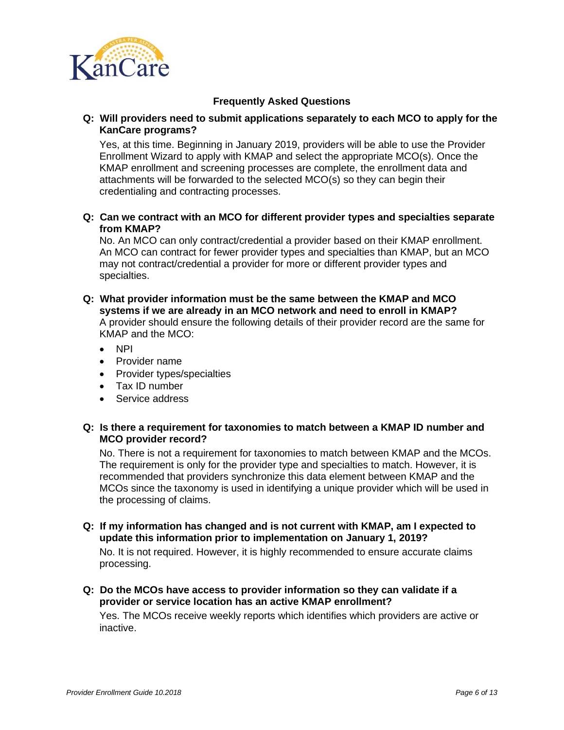## Frequently Asked Questions

**Q: Will providers need to submit applications separately to each MCO to apply for the KanCare programs?**

Yes, at this time. Beginning in January 2019, providers will be able to use the Provider Enrollment Wizard to apply with KMAP and select the appropriate MCO(s). Once the KMAP enrollment and screening processes are complete, the enrollment data and attachments will be forwarded to the selected MCO(s) so they can begin their credentialing and contracting processes.

**Q: Can we contract with an MCO for different provider types and specialties separate from KMAP?**

No. An MCO can only contract/credential a provider based on their KMAP enrollment. An MCO can contract for fewer provider types and specialties than KMAP, but an MCO may not contract/credential a provider for more or different provider types and specialties.

**Q: What provider information must be the same between the KMAP and MCO systems if we are already in an MCO network and need to enroll in KMAP?**

A provider should ensure the following details of their provider record are the same for KMAP and the MCO:

- NPI
- Provider name
- Provider types/specialties
- Tax ID number
- Service address

**Q: Is there a requirement for taxonomies to match between a KMAP ID number and MCO provider record?**

No. There is not a requirement for taxonomies to match between KMAP and the MCOs. The requirement is only for the provider type and specialties to match. However, it is recommended that providers synchronize this data element between KMAP and the MCOs since the taxonomy is used in identifying a unique provider which will be used in the processing of claims.

**Q: If my information has changed and is not current with KMAP, am I expected to update this information prior to implementation on January 1, 2019?**

No. It is not required. However, it is highly recommended to ensure accurate claims processing.

**Q: Do the MCOs have access to provider information so they can validate if a provider or service location has an active KMAP enrollment?**

Yes. The MCOs receive weekly reports which identifies which providers are active or inactive.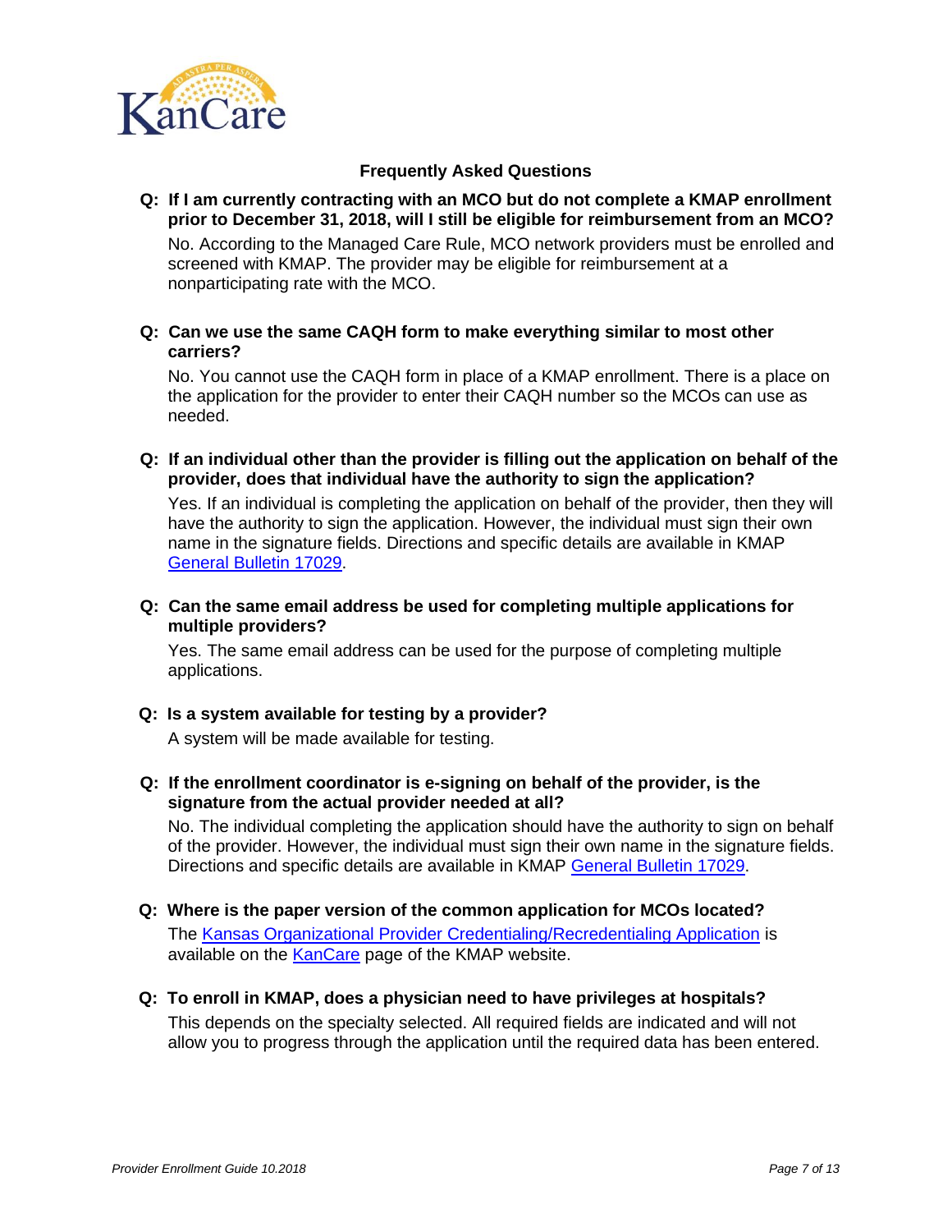## Frequently Asked Questions

**Q: If I am currently contracting with an MCO but do not complete a KMAP enrollment prior to December 31, 2018, will I still be eligible for reimbursement from an MCO?**

No. According to the Managed Care Rule, MCO network providers must be enrolled and screened with KMAP. The provider may be eligible for reimbursement at a nonparticipating rate with the MCO.

**Q: Can we use the same CAQH form to make everything similar to most other carriers?**

No. You cannot use the CAQH form in place of a KMAP enrollment. There is a place on the application for the provider to enter their CAQH number so the MCOs can use as needed.

**Q: If an individual other than the provider is filling out the application on behalf of the provider, does that individual have the authority to sign the application?**

Yes. If an individual is completing the application on behalf of the provider, then they will have the authority to sign the application. However, the individual must sign their own name in the signature fields. Directions and specific details are available in KMAP General Bulletin 17029.

**Q: Can the same email address be used for completing multiple applications for multiple providers?**

Yes. The same email address can be used for the purpose of completing multiple applications.

**Q: Is a system available for testing by a provider?**

A system will be made available for testing.

**Q: If the enrollment coordinator is e-signing on behalf of the provider, is the signature from the actual provider needed at all?**

No. The individual completing the application should have the authority to sign on behalf of the provider. However, the individual must sign their own name in the signature fields. Directions and specific details are available in KMAP General Bulletin 17029.

**Q: Where is the paper version of the common application for MCOs located?**

The Kansas Organizational Provider Credentialing/Recredentialing Application is available on the KanCare page of the KMAP website.

**Q: To enroll in KMAP, does a physician need to have privileges at hospitals?**

This depends on the specialty selected. All required fields are indicated and will not allow you to progress through the application until the required data has been entered.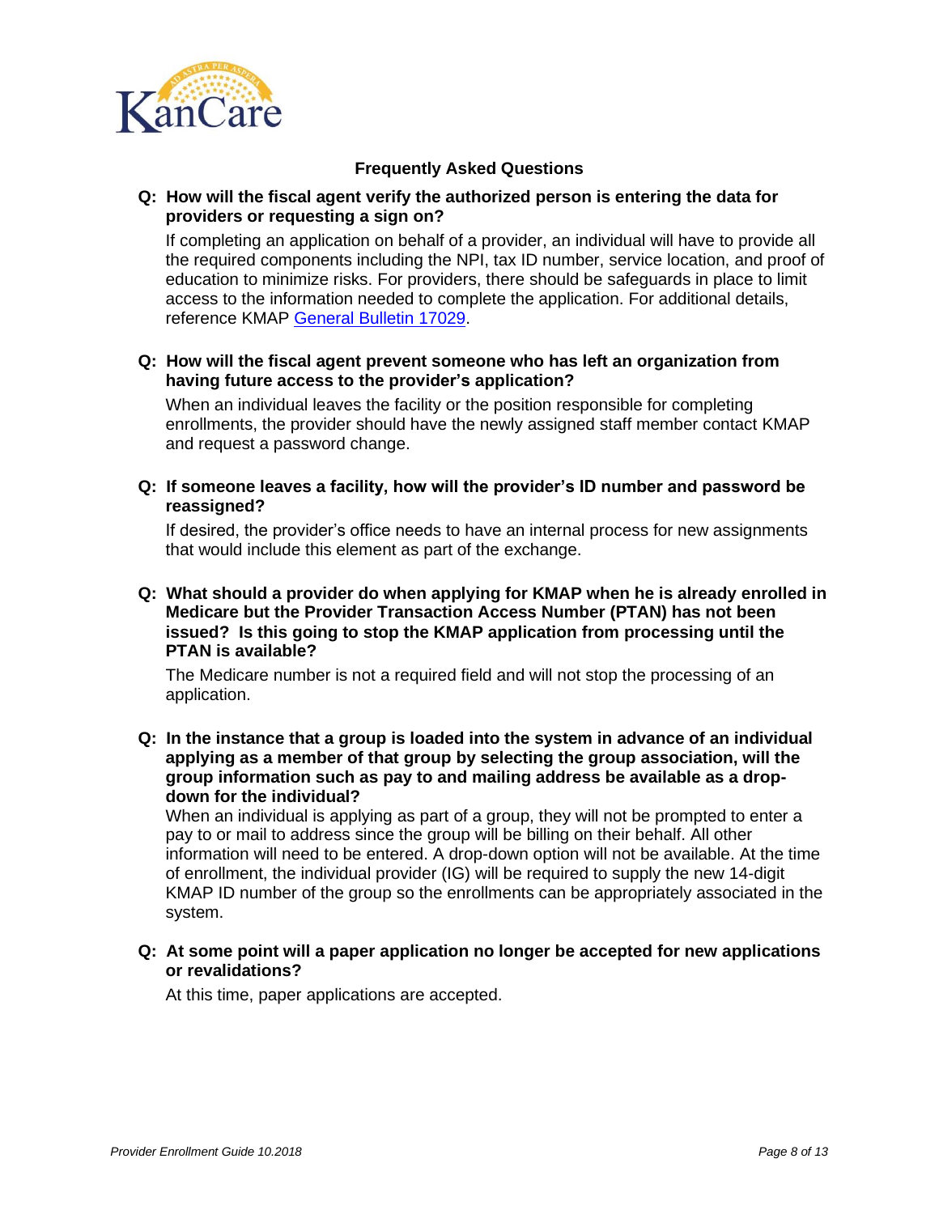## Frequently Asked Questions

**Q: How will the fiscal agent verify the authorized person is entering the data for providers or requesting a sign on?**

If completing an application on behalf of a provider, an individual will have to provide all the required components including the NPI, tax ID number, service location, and proof of education to minimize risks. For providers, there should be safeguards in place to limit access to the information needed to complete the application. For additional details, reference KMAP [General Bulletin 17029](General Bulletin 17029).

**Q: How will the fiscal agent prevent someone who has left an organization from having future access to the provider's application?**

When an individual leaves the facility or the position responsible for completing enrollments, the provider should have the newly assigned staff member contact KMAP and request a password change.

**Q: If someone leaves a facility, how will the provider's ID number and password be reassigned?**

If desired, the provider's office needs to have an internal process for new assignments that would include this element as part of the exchange.

**Q: What should a provider do when applying for KMAP when he is already enrolled in Medicare but the Provider Transaction Access Number (PTAN) has not been issued? Is this going to stop the KMAP application from processing until the PTAN is available?**

The Medicare number is not a required field and will not stop the processing of an application.

**Q: In the instance that a group is loaded into the system in advance of an individual applying as a member of that group by selecting the group association, will the group information such as pay to and mailing address be available as a drop-down for the individual?**

When an individual is applying as part of a group, they will not be prompted to enter a pay to or mail to address since the group will be billing on their behalf. All other information will need to be entered. A drop-down option will not be available. At the time of enrollment, the individual provider (IG) will be required to supply the new 14-digit KMAP ID number of the group so the enrollments can be appropriately associated in the system.

**Q: At some point will a paper application no longer be accepted for new applications or revalidations?**

At this time, paper applications are accepted.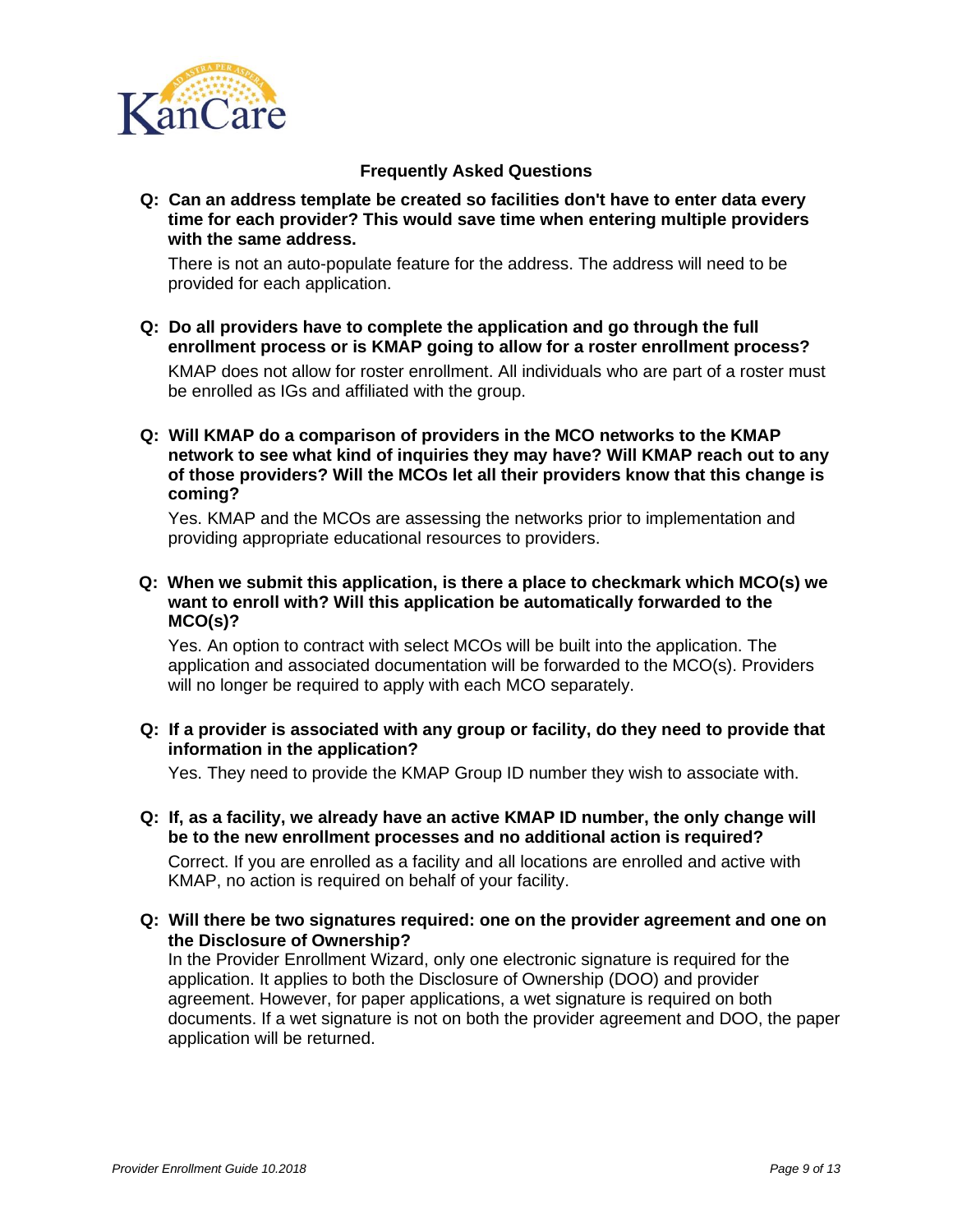## Frequently Asked Questions

**Q: Can an address template be created so facilities don't have to enter data every time for each provider? This would save time when entering multiple providers with the same address.**

There is not an auto-populate feature for the address. The address will need to be provided for each application.

**Q: Do all providers have to complete the application and go through the full enrollment process or is KMAP going to allow for a roster enrollment process?**

KMAP does not allow for roster enrollment. All individuals who are part of a roster must be enrolled as IGs and affiliated with the group.

**Q: Will KMAP do a comparison of providers in the MCO networks to the KMAP network to see what kind of inquiries they may have? Will KMAP reach out to any of those providers? Will the MCOs let all their providers know that this change is coming?**

Yes. KMAP and the MCOs are assessing the networks prior to implementation and providing appropriate educational resources to providers.

**Q: When we submit this application, is there a place to checkmark which MCO(s) we want to enroll with? Will this application be automatically forwarded to the MCO(s)?**

Yes. An option to contract with select MCOs will be built into the application. The application and associated documentation will be forwarded to the MCO(s). Providers will no longer be required to apply with each MCO separately.

**Q: If a provider is associated with any group or facility, do they need to provide that information in the application?**

Yes. They need to provide the KMAP Group ID number they wish to associate with.

**Q: If, as a facility, we already have an active KMAP ID number, the only change will be to the new enrollment processes and no additional action is required?**

Correct. If you are enrolled as a facility and all locations are enrolled and active with KMAP, no action is required on behalf of your facility.

**Q: Will there be two signatures required: one on the provider agreement and one on the Disclosure of Ownership?**

In the Provider Enrollment Wizard, only one electronic signature is required for the application. It applies to both the Disclosure of Ownership (DOO) and provider agreement. However, for paper applications, a wet signature is required on both documents. If a wet signature is not on both the provider agreement and DOO, the paper application will be returned.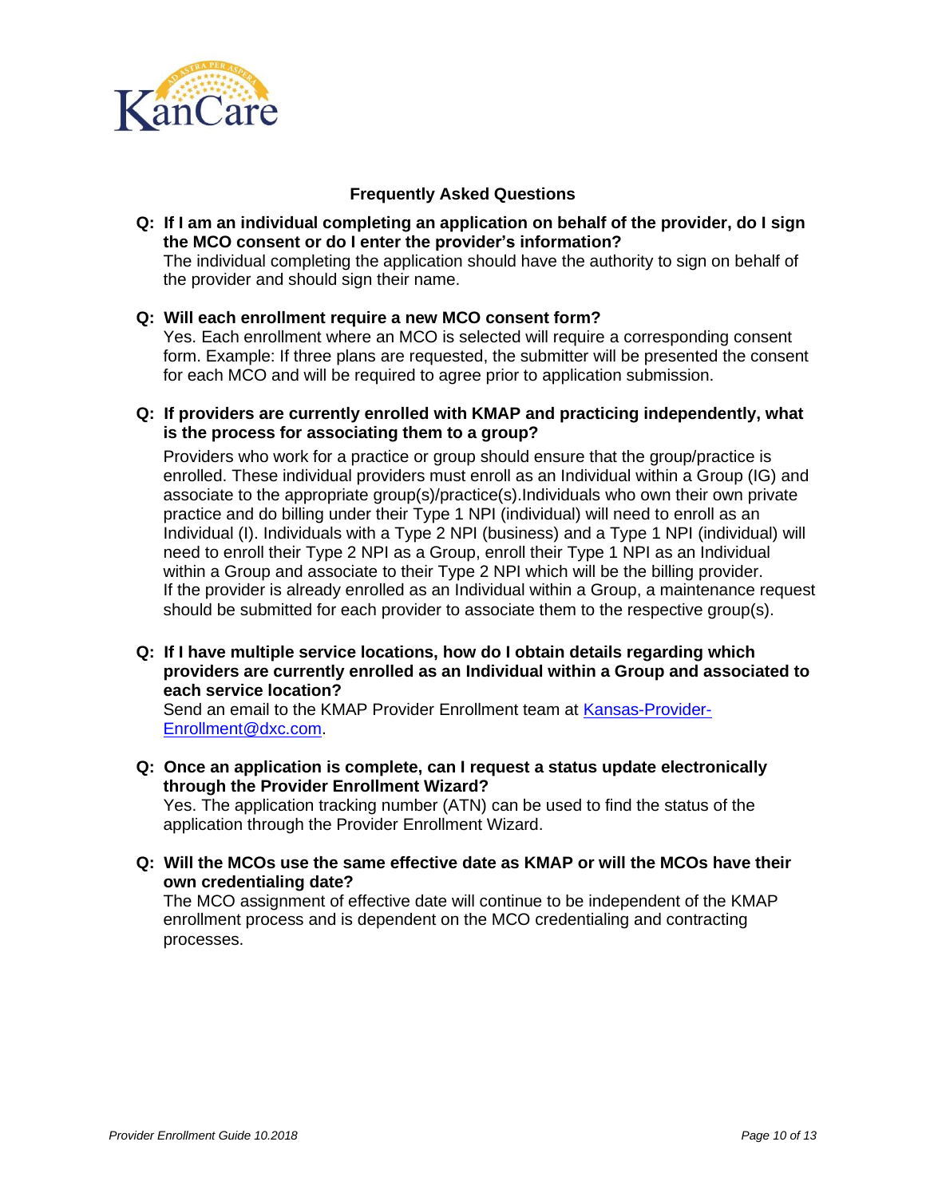## Frequently Asked Questions

**Q: If I am an individual completing an application on behalf of the provider, do I sign the MCO consent or do I enter the provider's information?**

The individual completing the application should have the authority to sign on behalf of the provider and should sign their name.

**Q: Will each enrollment require a new MCO consent form?**

Yes. Each enrollment where an MCO is selected will require a corresponding consent form. Example: If three plans are requested, the submitter will be presented the consent for each MCO and will be required to agree prior to application submission.

**Q: If providers are currently enrolled with KMAP and practicing independently, what is the process for associating them to a group?**

Providers who work for a practice or group should ensure that the group/practice is enrolled. These individual providers must enroll as an Individual within a Group (IG) and associate to the appropriate group(s)/practice(s).Individuals who own their own private practice and do billing under their Type 1 NPI (individual) will need to enroll as an Individual (I). Individuals with a Type 2 NPI (business) and a Type 1 NPI (individual) will need to enroll their Type 2 NPI as a Group, enroll their Type 1 NPI as an Individual within a Group and associate to their Type 2 NPI which will be the billing provider. If the provider is already enrolled as an Individual within a Group, a maintenance request should be submitted for each provider to associate them to the respective group(s).

**Q: If I have multiple service locations, how do I obtain details regarding which providers are currently enrolled as an Individual within a Group and associated to each service location?**

Send an email to the KMAP Provider Enrollment team at Kansas-Provider-Enrollment@dxc.com.

**Q: Once an application is complete, can I request a status update electronically through the Provider Enrollment Wizard?**

Yes. The application tracking number (ATN) can be used to find the status of the application through the Provider Enrollment Wizard.

**Q: Will the MCOs use the same effective date as KMAP or will the MCOs have their own credentialing date?**

The MCO assignment of effective date will continue to be independent of the KMAP enrollment process and is dependent on the MCO credentialing and contracting processes.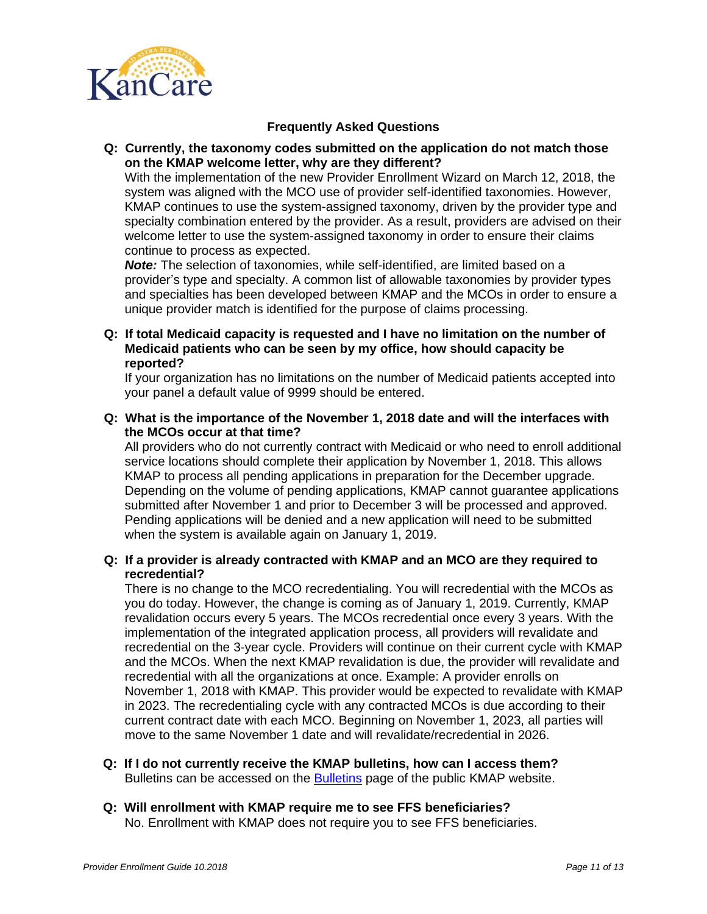## Frequently Asked Questions

**Q: Currently, the taxonomy codes submitted on the application do not match those on the KMAP welcome letter, why are they different?**

With the implementation of the new Provider Enrollment Wizard on March 12, 2018, the system was aligned with the MCO use of provider self-identified taxonomies. However, KMAP continues to use the system-assigned taxonomy, driven by the provider type and specialty combination entered by the provider. As a result, providers are advised on their welcome letter to use the system-assigned taxonomy in order to ensure their claims continue to process as expected.

***Note:*** The selection of taxonomies, while self-identified, are limited based on a provider's type and specialty. A common list of allowable taxonomies by provider types and specialties has been developed between KMAP and the MCOs in order to ensure a unique provider match is identified for the purpose of claims processing.

**Q: If total Medicaid capacity is requested and I have no limitation on the number of Medicaid patients who can be seen by my office, how should capacity be reported?**

If your organization has no limitations on the number of Medicaid patients accepted into your panel a default value of 9999 should be entered.

**Q: What is the importance of the November 1, 2018 date and will the interfaces with the MCOs occur at that time?**

All providers who do not currently contract with Medicaid or who need to enroll additional service locations should complete their application by November 1, 2018. This allows KMAP to process all pending applications in preparation for the December upgrade. Depending on the volume of pending applications, KMAP cannot guarantee applications submitted after November 1 and prior to December 3 will be processed and approved. Pending applications will be denied and a new application will need to be submitted when the system is available again on January 1, 2019.

**Q: If a provider is already contracted with KMAP and an MCO are they required to recredential?**

There is no change to the MCO recredentialing. You will recredential with the MCOs as you do today. However, the change is coming as of January 1, 2019. Currently, KMAP revalidation occurs every 5 years. The MCOs recredential once every 3 years. With the implementation of the integrated application process, all providers will revalidate and recredential on the 3-year cycle. Providers will continue on their current cycle with KMAP and the MCOs. When the next KMAP revalidation is due, the provider will revalidate and recredential with all the organizations at once. Example: A provider enrolls on November 1, 2018 with KMAP. This provider would be expected to revalidate with KMAP in 2023. The recredentialing cycle with any contracted MCOs is due according to their current contract date with each MCO. Beginning on November 1, 2023, all parties will move to the same November 1 date and will revalidate/recredential in 2026.

**Q: If I do not currently receive the KMAP bulletins, how can I access them?**

Bulletins can be accessed on the Bulletins page of the public KMAP website.

**Q: Will enrollment with KMAP require me to see FFS beneficiaries?**

No. Enrollment with KMAP does not require you to see FFS beneficiaries.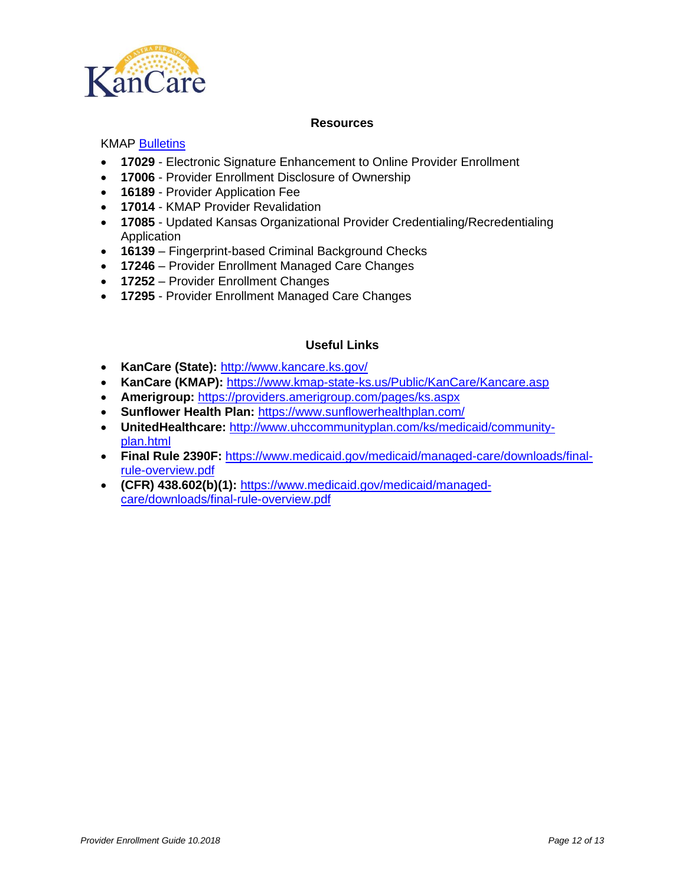## Resources

KMAP [Bulletins]

- **17029** - Electronic Signature Enhancement to Online Provider Enrollment
- **17006** - Provider Enrollment Disclosure of Ownership
- **16189** - Provider Application Fee
- **17014** - KMAP Provider Revalidation
- **17085** - Updated Kansas Organizational Provider Credentialing/Recredentialing Application
- **16139** – Fingerprint-based Criminal Background Checks
- **17246** – Provider Enrollment Managed Care Changes
- **17252** – Provider Enrollment Changes
- **17295** - Provider Enrollment Managed Care Changes

## Useful Links

- **KanCare (State):** http://www.kancare.ks.gov/
- **KanCare (KMAP):** https://www.kmap-state-ks.us/Public/KanCare/Kancare.asp
- **Amerigroup:** https://providers.amerigroup.com/pages/ks.aspx
- **Sunflower Health Plan:** https://www.sunflowerhealthplan.com/
- **UnitedHealthcare:** http://www.uhccommunityplan.com/ks/medicaid/community-plan.html
- **Final Rule 2390F:** https://www.medicaid.gov/medicaid/managed-care/downloads/final-rule-overview.pdf
- **(CFR) 438.602(b)(1):** https://www.medicaid.gov/medicaid/managed-care/downloads/final-rule-overview.pdf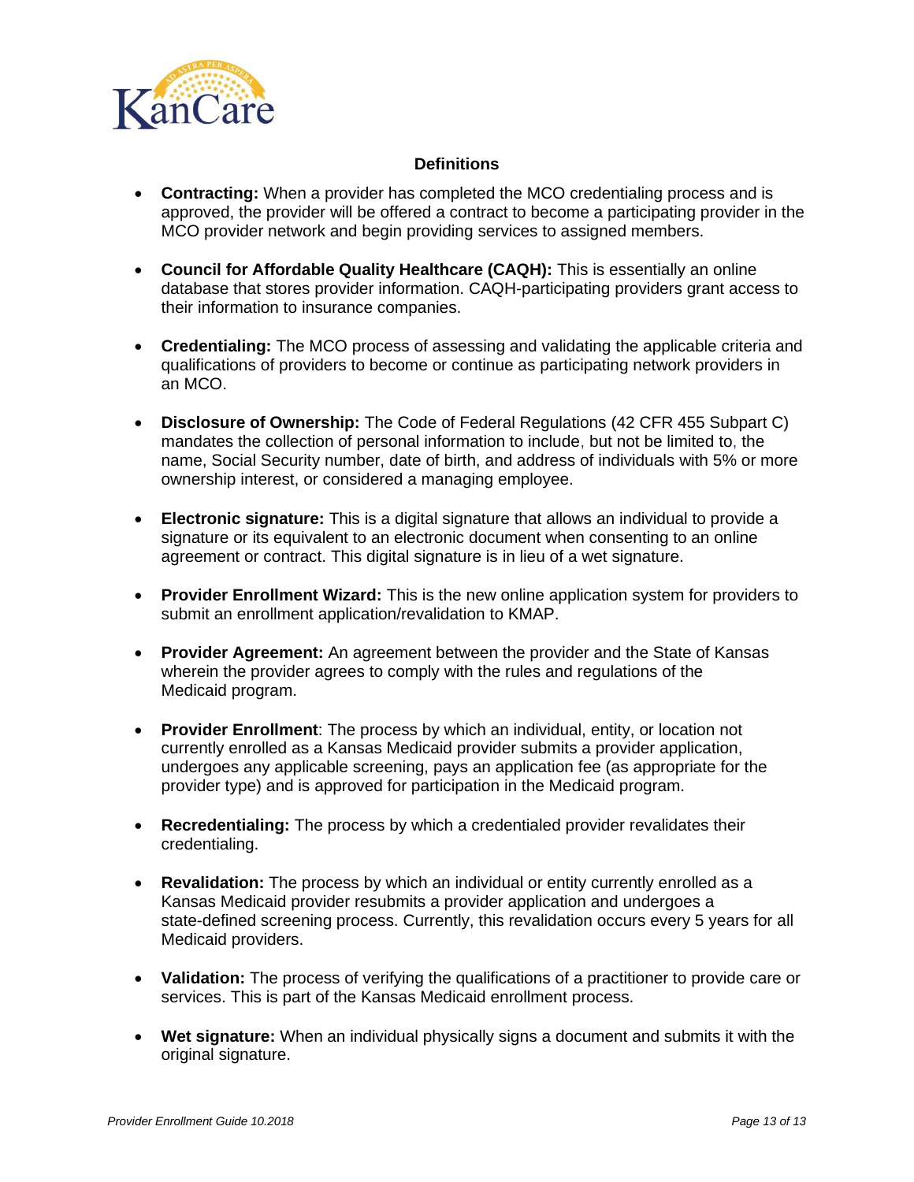## Definitions

- **Contracting:** When a provider has completed the MCO credentialing process and is approved, the provider will be offered a contract to become a participating provider in the MCO provider network and begin providing services to assigned members.

- **Council for Affordable Quality Healthcare (CAQH):** This is essentially an online database that stores provider information. CAQH-participating providers grant access to their information to insurance companies.

- **Credentialing:** The MCO process of assessing and validating the applicable criteria and qualifications of providers to become or continue as participating network providers in an MCO.

- **Disclosure of Ownership:** The Code of Federal Regulations (42 CFR 455 Subpart C) mandates the collection of personal information to include, but not be limited to, the name, Social Security number, date of birth, and address of individuals with 5% or more ownership interest, or considered a managing employee.

- **Electronic signature:** This is a digital signature that allows an individual to provide a signature or its equivalent to an electronic document when consenting to an online agreement or contract. This digital signature is in lieu of a wet signature.

- **Provider Enrollment Wizard:** This is the new online application system for providers to submit an enrollment application/revalidation to KMAP.

- **Provider Agreement:** An agreement between the provider and the State of Kansas wherein the provider agrees to comply with the rules and regulations of the Medicaid program.

- **Provider Enrollment**: The process by which an individual, entity, or location not currently enrolled as a Kansas Medicaid provider submits a provider application, undergoes any applicable screening, pays an application fee (as appropriate for the provider type) and is approved for participation in the Medicaid program.

- **Recredentialing:** The process by which a credentialed provider revalidates their credentialing.

- **Revalidation:** The process by which an individual or entity currently enrolled as a Kansas Medicaid provider resubmits a provider application and undergoes a state-defined screening process. Currently, this revalidation occurs every 5 years for all Medicaid providers.

- **Validation:** The process of verifying the qualifications of a practitioner to provide care or services. This is part of the Kansas Medicaid enrollment process.

- **Wet signature:** When an individual physically signs a document and submits it with the original signature.